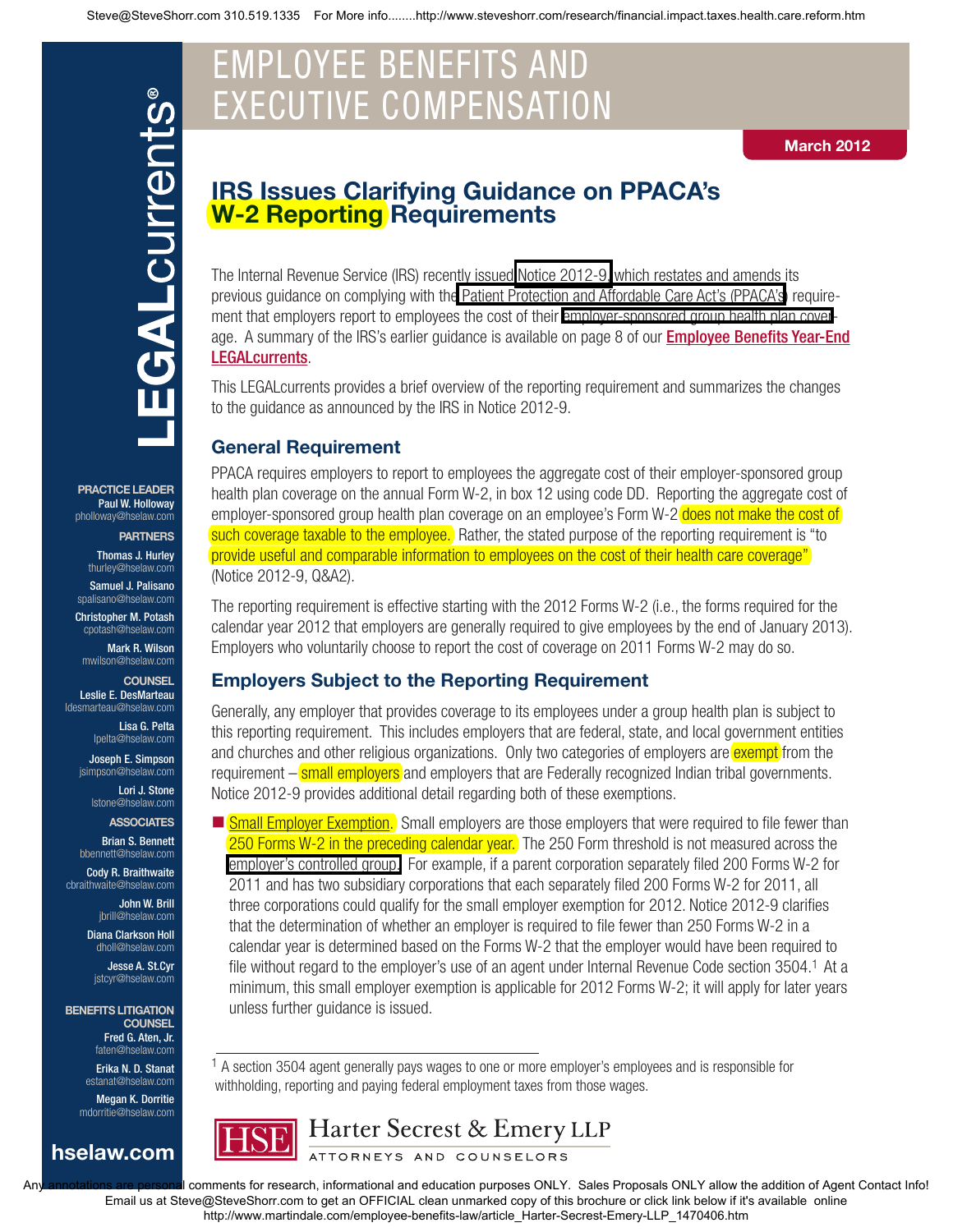Steve@SteveShorr.com 310.519.1335 For More info........http://www.steveshorr.com/research/financial.impact.taxes.health.care.reform.htm

# EMPLOYEE BENEFITS AND EXECUTIVE COMPENSATION

March 2012

LEGALcurrents®

**PRACTICE LEADER**
Paul W. Holloway
pholloway@hselaw.com

**PARTNERS**
Thomas J. Hurley
thurley@hselaw.com
Samuel J. Palisano
spalisano@hselaw.com
Christopher M. Potash
cpotash@hselaw.com
Mark R. Wilson
mwilson@hselaw.com

**COUNSEL**
Leslie E. DesMarteau
ldesmarteau@hselaw.com
Lisa G. Pelta
lpelta@hselaw.com
Joseph E. Simpson
jsimpson@hselaw.com
Lori J. Stone
lstone@hselaw.com

**ASSOCIATES**
Brian S. Bennett
bbennett@hselaw.com
Cody R. Braithwaite
cbraithwaite@hselaw.com
John W. Brill
jbrill@hselaw.com
Diana Clarkson Holl
dholl@hselaw.com
Jesse A. St.Cyr
jstcyr@hselaw.com

**BENEFITS LITIGATION COUNSEL**
Fred G. Aten, Jr.
faten@hselaw.com
Erika N. D. Stanat
estanat@hselaw.com
Megan K. Dorritie
mdorritie@hselaw.com

hselaw.com

## IRS Issues Clarifying Guidance on PPACA's W-2 Reporting Requirements

The Internal Revenue Service (IRS) recently issued Notice 2012-9, which restates and amends its previous guidance on complying with the Patient Protection and Affordable Care Act's (PPACA's) requirement that employers report to employees the cost of their employer-sponsored group health plan coverage. A summary of the IRS's earlier guidance is available on page 8 of our **Employee Benefits Year-End LEGALcurrents**.

This LEGALcurrents provides a brief overview of the reporting requirement and summarizes the changes to the guidance as announced by the IRS in Notice 2012-9.

### General Requirement

PPACA requires employers to report to employees the aggregate cost of their employer-sponsored group health plan coverage on the annual Form W-2, in box 12 using code DD. Reporting the aggregate cost of employer-sponsored group health plan coverage on an employee's Form W-2 does not make the cost of such coverage taxable to the employee. Rather, the stated purpose of the reporting requirement is "to provide useful and comparable information to employees on the cost of their health care coverage" (Notice 2012-9, Q&A2).

The reporting requirement is effective starting with the 2012 Forms W-2 (i.e., the forms required for the calendar year 2012 that employers are generally required to give employees by the end of January 2013). Employers who voluntarily choose to report the cost of coverage on 2011 Forms W-2 may do so.

### Employers Subject to the Reporting Requirement

Generally, any employer that provides coverage to its employees under a group health plan is subject to this reporting requirement. This includes employers that are federal, state, and local government entities and churches and other religious organizations. Only two categories of employers are exempt from the requirement – small employers and employers that are Federally recognized Indian tribal governments. Notice 2012-9 provides additional detail regarding both of these exemptions.

- Small Employer Exemption. Small employers are those employers that were required to file fewer than 250 Forms W-2 in the preceding calendar year. The 250 Form threshold is not measured across the employer's controlled group. For example, if a parent corporation separately filed 200 Forms W-2 for 2011 and has two subsidiary corporations that each separately filed 200 Forms W-2 for 2011, all three corporations could qualify for the small employer exemption for 2012. Notice 2012-9 clarifies that the determination of whether an employer is required to file fewer than 250 Forms W-2 in a calendar year is determined based on the Forms W-2 that the employer would have been required to file without regard to the employer's use of an agent under Internal Revenue Code section 3504.[1] At a minimum, this small employer exemption is applicable for 2012 Forms W-2; it will apply for later years unless further guidance is issued.

[1] A section 3504 agent generally pays wages to one or more employer's employees and is responsible for withholding, reporting and paying federal employment taxes from those wages.

HSE Harter Secrest & Emery LLP
ATTORNEYS AND COUNSELORS

Any annotations are personal comments for research, informational and education purposes ONLY. Sales Proposals ONLY allow the addition of Agent Contact Info!
Email us at Steve@SteveShorr.com to get an OFFICIAL clean unmarked copy of this brochure or click link below if it's available online
http://www.martindale.com/employee-benefits-law/article_Harter-Secrest-Emery-LLP_1470406.htm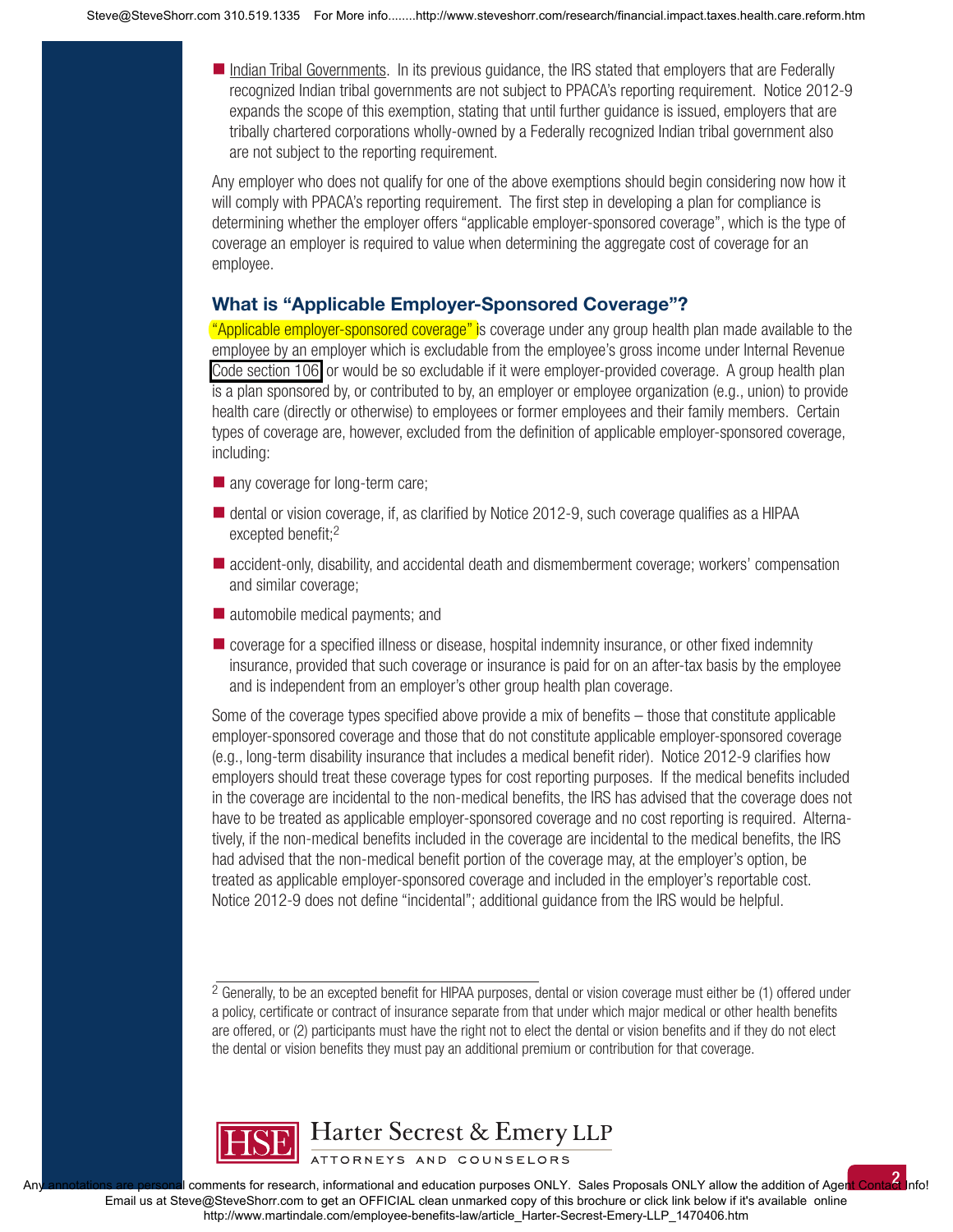- Indian Tribal Governments. In its previous guidance, the IRS stated that employers that are Federally recognized Indian tribal governments are not subject to PPACA's reporting requirement. Notice 2012-9 expands the scope of this exemption, stating that until further guidance is issued, employers that are tribally chartered corporations wholly-owned by a Federally recognized Indian tribal government also are not subject to the reporting requirement.

Any employer who does not qualify for one of the above exemptions should begin considering now how it will comply with PPACA's reporting requirement. The first step in developing a plan for compliance is determining whether the employer offers "applicable employer-sponsored coverage", which is the type of coverage an employer is required to value when determining the aggregate cost of coverage for an employee.

### What is "Applicable Employer-Sponsored Coverage"?

"Applicable employer-sponsored coverage" is coverage under any group health plan made available to the employee by an employer which is excludable from the employee's gross income under Internal Revenue Code section 106 or would be so excludable if it were employer-provided coverage. A group health plan is a plan sponsored by, or contributed to by, an employer or employee organization (e.g., union) to provide health care (directly or otherwise) to employees or former employees and their family members. Certain types of coverage are, however, excluded from the definition of applicable employer-sponsored coverage, including:

- any coverage for long-term care;
- dental or vision coverage, if, as clarified by Notice 2012-9, such coverage qualifies as a HIPAA excepted benefit;[2]
- accident-only, disability, and accidental death and dismemberment coverage; workers' compensation and similar coverage;
- automobile medical payments; and
- coverage for a specified illness or disease, hospital indemnity insurance, or other fixed indemnity insurance, provided that such coverage or insurance is paid for on an after-tax basis by the employee and is independent from an employer's other group health plan coverage.

Some of the coverage types specified above provide a mix of benefits – those that constitute applicable employer-sponsored coverage and those that do not constitute applicable employer-sponsored coverage (e.g., long-term disability insurance that includes a medical benefit rider). Notice 2012-9 clarifies how employers should treat these coverage types for cost reporting purposes. If the medical benefits included in the coverage are incidental to the non-medical benefits, the IRS has advised that the coverage does not have to be treated as applicable employer-sponsored coverage and no cost reporting is required. Alternatively, if the non-medical benefits included in the coverage are incidental to the medical benefits, the IRS had advised that the non-medical benefit portion of the coverage may, at the employer's option, be treated as applicable employer-sponsored coverage and included in the employer's reportable cost. Notice 2012-9 does not define "incidental"; additional guidance from the IRS would be helpful.

---

[2] Generally, to be an excepted benefit for HIPAA purposes, dental or vision coverage must either be (1) offered under a policy, certificate or contract of insurance separate from that under which major medical or other health benefits are offered, or (2) participants must have the right not to elect the dental or vision benefits and if they do not elect the dental or vision benefits they must pay an additional premium or contribution for that coverage.

Harter Secrest & Emery LLP
ATTORNEYS AND COUNSELORS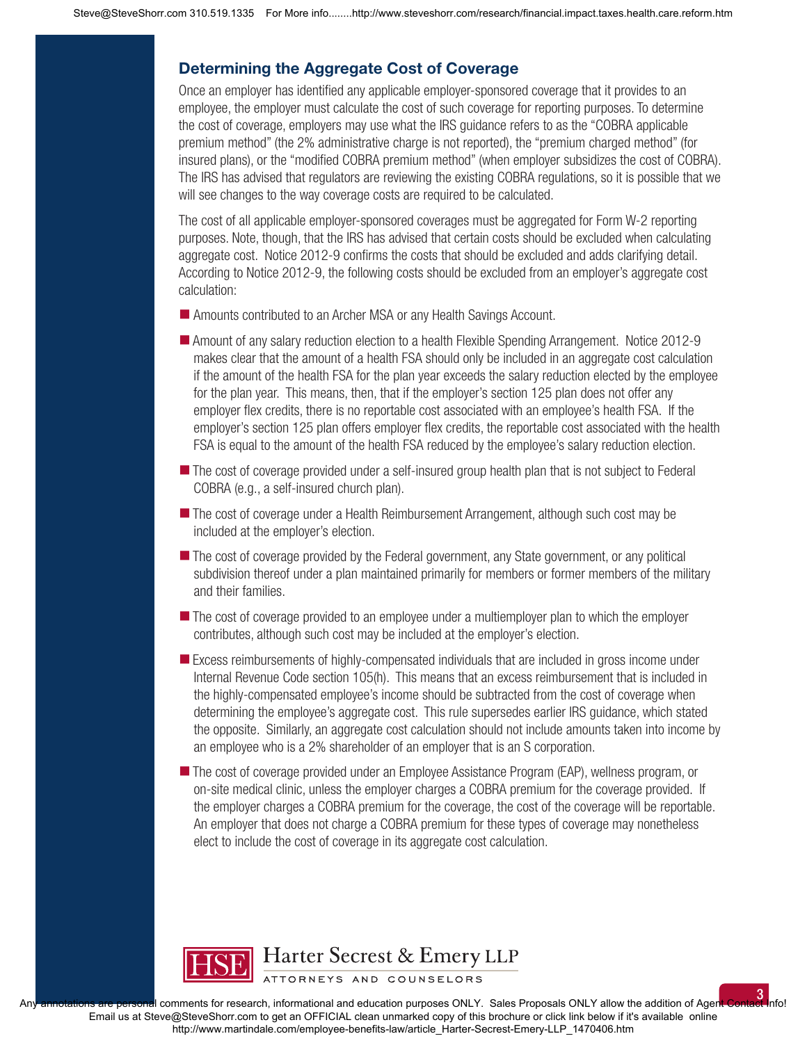## Determining the Aggregate Cost of Coverage

Once an employer has identified any applicable employer-sponsored coverage that it provides to an employee, the employer must calculate the cost of such coverage for reporting purposes. To determine the cost of coverage, employers may use what the IRS guidance refers to as the "COBRA applicable premium method" (the 2% administrative charge is not reported), the "premium charged method" (for insured plans), or the "modified COBRA premium method" (when employer subsidizes the cost of COBRA). The IRS has advised that regulators are reviewing the existing COBRA regulations, so it is possible that we will see changes to the way coverage costs are required to be calculated.

The cost of all applicable employer-sponsored coverages must be aggregated for Form W-2 reporting purposes. Note, though, that the IRS has advised that certain costs should be excluded when calculating aggregate cost. Notice 2012-9 confirms the costs that should be excluded and adds clarifying detail. According to Notice 2012-9, the following costs should be excluded from an employer's aggregate cost calculation:

- Amounts contributed to an Archer MSA or any Health Savings Account.
- Amount of any salary reduction election to a health Flexible Spending Arrangement. Notice 2012-9 makes clear that the amount of a health FSA should only be included in an aggregate cost calculation if the amount of the health FSA for the plan year exceeds the salary reduction elected by the employee for the plan year. This means, then, that if the employer's section 125 plan does not offer any employer flex credits, there is no reportable cost associated with an employee's health FSA. If the employer's section 125 plan offers employer flex credits, the reportable cost associated with the health FSA is equal to the amount of the health FSA reduced by the employee's salary reduction election.
- The cost of coverage provided under a self-insured group health plan that is not subject to Federal COBRA (e.g., a self-insured church plan).
- The cost of coverage under a Health Reimbursement Arrangement, although such cost may be included at the employer's election.
- The cost of coverage provided by the Federal government, any State government, or any political subdivision thereof under a plan maintained primarily for members or former members of the military and their families.
- The cost of coverage provided to an employee under a multiemployer plan to which the employer contributes, although such cost may be included at the employer's election.
- Excess reimbursements of highly-compensated individuals that are included in gross income under Internal Revenue Code section 105(h). This means that an excess reimbursement that is included in the highly-compensated employee's income should be subtracted from the cost of coverage when determining the employee's aggregate cost. This rule supersedes earlier IRS guidance, which stated the opposite. Similarly, an aggregate cost calculation should not include amounts taken into income by an employee who is a 2% shareholder of an employer that is an S corporation.
- The cost of coverage provided under an Employee Assistance Program (EAP), wellness program, or on-site medical clinic, unless the employer charges a COBRA premium for the coverage provided. If the employer charges a COBRA premium for the coverage, the cost of the coverage will be reportable. An employer that does not charge a COBRA premium for these types of coverage may nonetheless elect to include the cost of coverage in its aggregate cost calculation.

HSE Harter Secrest & Emery LLP
ATTORNEYS AND COUNSELORS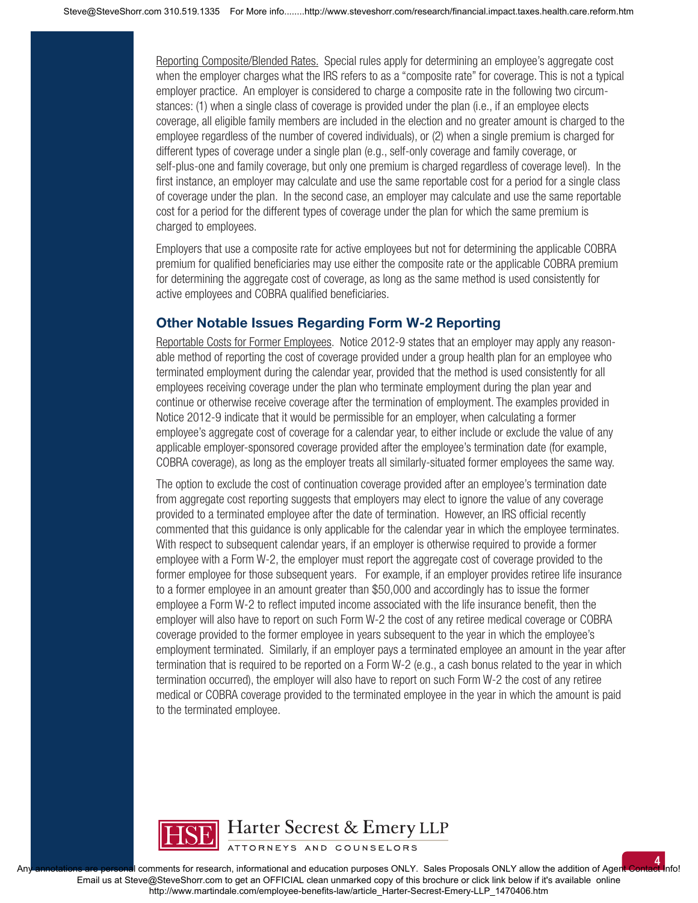Reporting Composite/Blended Rates. Special rules apply for determining an employee's aggregate cost when the employer charges what the IRS refers to as a "composite rate" for coverage. This is not a typical employer practice. An employer is considered to charge a composite rate in the following two circumstances: (1) when a single class of coverage is provided under the plan (i.e., if an employee elects coverage, all eligible family members are included in the election and no greater amount is charged to the employee regardless of the number of covered individuals), or (2) when a single premium is charged for different types of coverage under a single plan (e.g., self-only coverage and family coverage, or self-plus-one and family coverage, but only one premium is charged regardless of coverage level). In the first instance, an employer may calculate and use the same reportable cost for a period for a single class of coverage under the plan. In the second case, an employer may calculate and use the same reportable cost for a period for the different types of coverage under the plan for which the same premium is charged to employees.

Employers that use a composite rate for active employees but not for determining the applicable COBRA premium for qualified beneficiaries may use either the composite rate or the applicable COBRA premium for determining the aggregate cost of coverage, as long as the same method is used consistently for active employees and COBRA qualified beneficiaries.

## Other Notable Issues Regarding Form W-2 Reporting

Reportable Costs for Former Employees. Notice 2012-9 states that an employer may apply any reasonable method of reporting the cost of coverage provided under a group health plan for an employee who terminated employment during the calendar year, provided that the method is used consistently for all employees receiving coverage under the plan who terminate employment during the plan year and continue or otherwise receive coverage after the termination of employment. The examples provided in Notice 2012-9 indicate that it would be permissible for an employer, when calculating a former employee's aggregate cost of coverage for a calendar year, to either include or exclude the value of any applicable employer-sponsored coverage provided after the employee's termination date (for example, COBRA coverage), as long as the employer treats all similarly-situated former employees the same way.

The option to exclude the cost of continuation coverage provided after an employee's termination date from aggregate cost reporting suggests that employers may elect to ignore the value of any coverage provided to a terminated employee after the date of termination. However, an IRS official recently commented that this guidance is only applicable for the calendar year in which the employee terminates. With respect to subsequent calendar years, if an employer is otherwise required to provide a former employee with a Form W-2, the employer must report the aggregate cost of coverage provided to the former employee for those subsequent years. For example, if an employer provides retiree life insurance to a former employee in an amount greater than $50,000 and accordingly has to issue the former employee a Form W-2 to reflect imputed income associated with the life insurance benefit, then the employer will also have to report on such Form W-2 the cost of any retiree medical coverage or COBRA coverage provided to the former employee in years subsequent to the year in which the employee's employment terminated. Similarly, if an employer pays a terminated employee an amount in the year after termination that is required to be reported on a Form W-2 (e.g., a cash bonus related to the year in which termination occurred), the employer will also have to report on such Form W-2 the cost of any retiree medical or COBRA coverage provided to the terminated employee in the year in which the amount is paid to the terminated employee.

HSE Harter Secrest & Emery LLP
ATTORNEYS AND COUNSELORS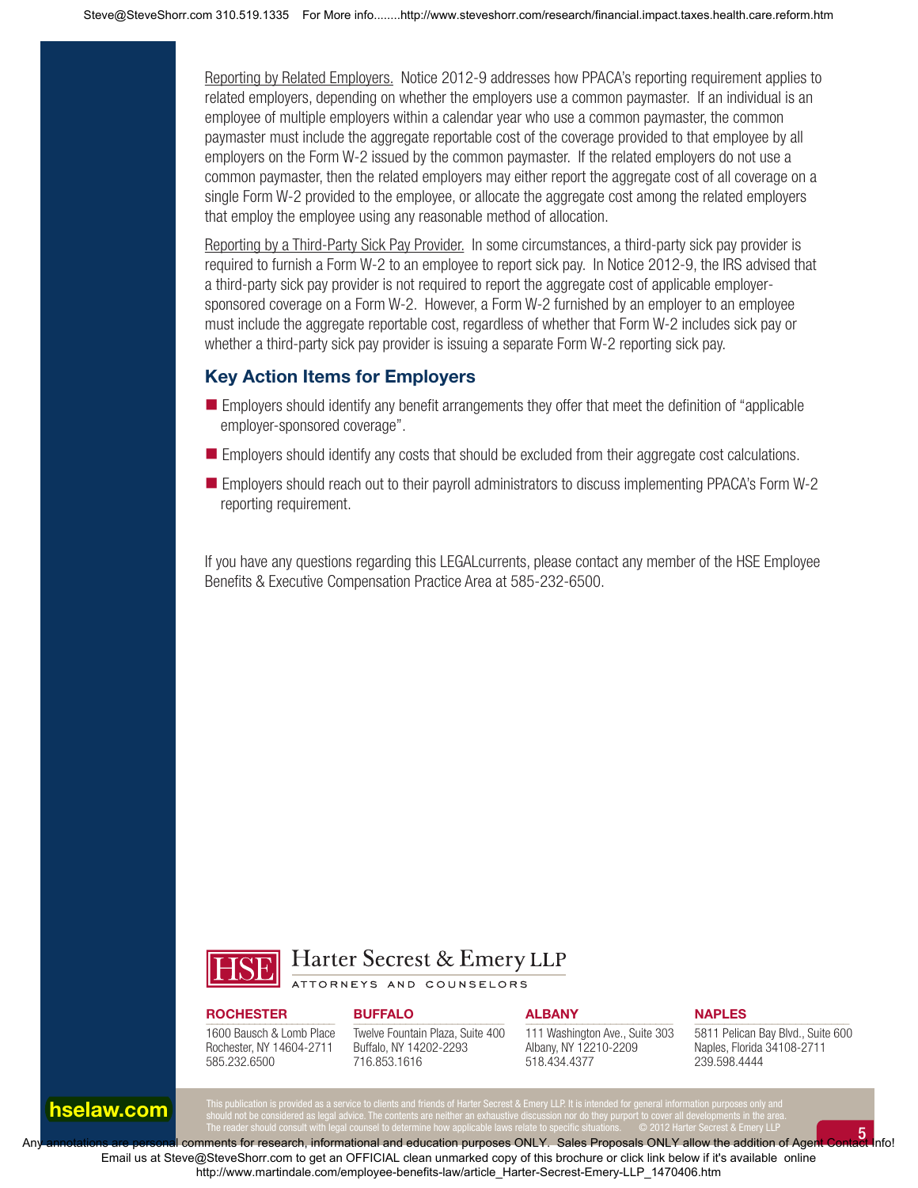Reporting by Related Employers. Notice 2012-9 addresses how PPACA's reporting requirement applies to related employers, depending on whether the employers use a common paymaster. If an individual is an employee of multiple employers within a calendar year who use a common paymaster, the common paymaster must include the aggregate reportable cost of the coverage provided to that employee by all employers on the Form W-2 issued by the common paymaster. If the related employers do not use a common paymaster, then the related employers may either report the aggregate cost of all coverage on a single Form W-2 provided to the employee, or allocate the aggregate cost among the related employers that employ the employee using any reasonable method of allocation.

Reporting by a Third-Party Sick Pay Provider. In some circumstances, a third-party sick pay provider is required to furnish a Form W-2 to an employee to report sick pay. In Notice 2012-9, the IRS advised that a third-party sick pay provider is not required to report the aggregate cost of applicable employer-sponsored coverage on a Form W-2. However, a Form W-2 furnished by an employer to an employee must include the aggregate reportable cost, regardless of whether that Form W-2 includes sick pay or whether a third-party sick pay provider is issuing a separate Form W-2 reporting sick pay.

## Key Action Items for Employers

- Employers should identify any benefit arrangements they offer that meet the definition of "applicable employer-sponsored coverage".
- Employers should identify any costs that should be excluded from their aggregate cost calculations.
- Employers should reach out to their payroll administrators to discuss implementing PPACA's Form W-2 reporting requirement.

If you have any questions regarding this LEGALcurrents, please contact any member of the HSE Employee Benefits & Executive Compensation Practice Area at 585-232-6500.

HSE Harter Secrest & Emery LLP
ATTORNEYS AND COUNSELORS

**ROCHESTER**
1600 Bausch & Lomb Place
Rochester, NY 14604-2711
585.232.6500

**BUFFALO**
Twelve Fountain Plaza, Suite 400
Buffalo, NY 14202-2293
716.853.1616

**ALBANY**
111 Washington Ave., Suite 303
Albany, NY 12210-2209
518.434.4377

**NAPLES**
5811 Pelican Bay Blvd., Suite 600
Naples, Florida 34108-2711
239.598.4444

hselaw.com

This publication is provided as a service to clients and friends of Harter Secrest & Emery LLP. It is intended for general information purposes only and should not be considered as legal advice. The contents are neither an exhaustive discussion nor do they purport to cover all developments in the area. The reader should consult with legal counsel to determine how applicable laws relate to specific situations. © 2012 Harter Secrest & Emery LLP